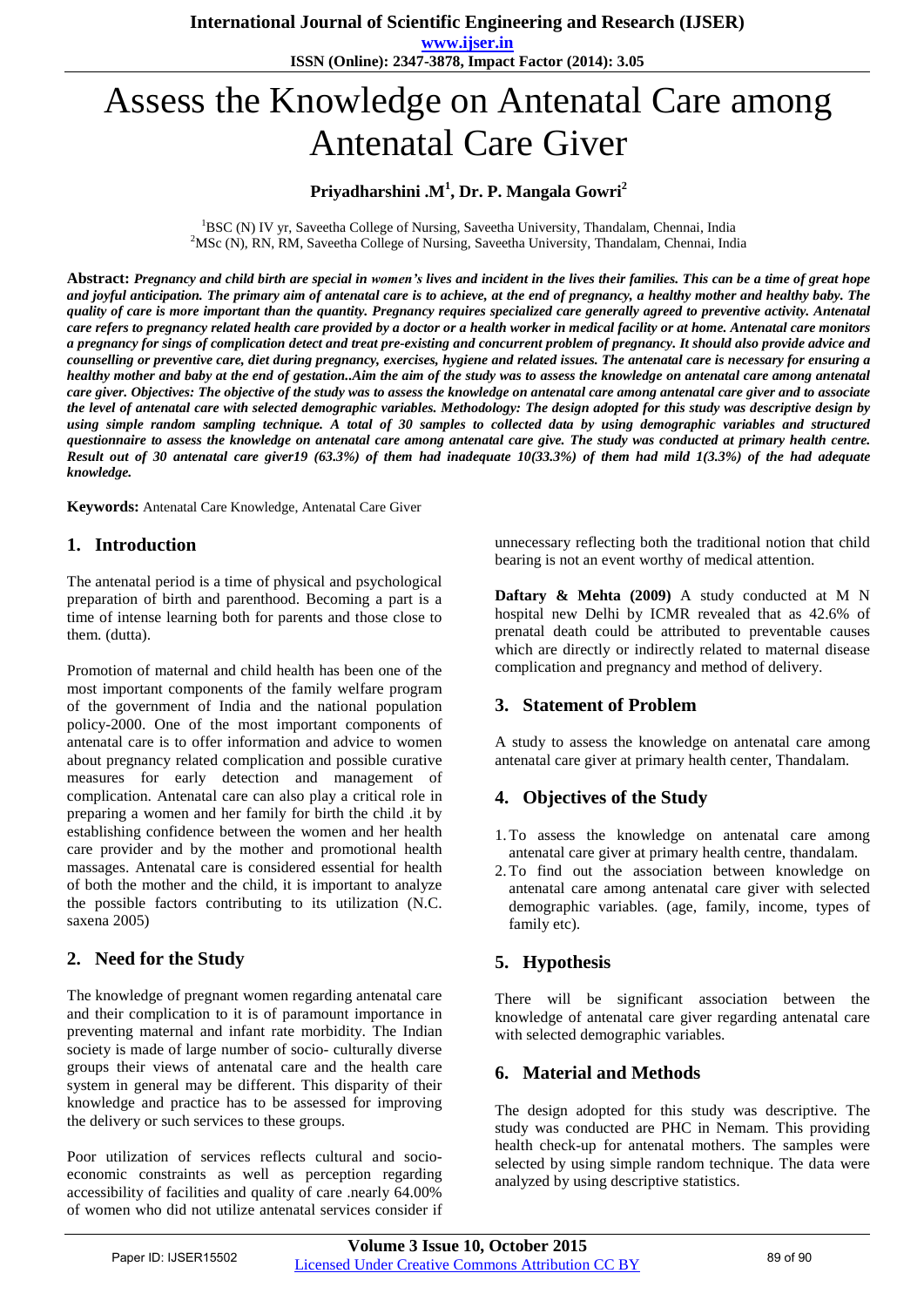# Assess the Knowledge on Antenatal Care among Antenatal Care Giver

**Priyadharshini .M[1], Dr. P. Mangala Gowri[2]**

[1]BSC (N) IV yr, Saveetha College of Nursing, Saveetha University, Thandalam, Chennai, India
[2]MSc (N), RN, RM, Saveetha College of Nursing, Saveetha University, Thandalam, Chennai, India

**Abstract:** ***Pregnancy and child birth are special in women's lives and incident in the lives their families. This can be a time of great hope and joyful anticipation. The primary aim of antenatal care is to achieve, at the end of pregnancy, a healthy mother and healthy baby. The quality of care is more important than the quantity. Pregnancy requires specialized care generally agreed to preventive activity. Antenatal care refers to pregnancy related health care provided by a doctor or a health worker in medical facility or at home. Antenatal care monitors a pregnancy for sings of complication detect and treat pre-existing and concurrent problem of pregnancy. It should also provide advice and counselling or preventive care, diet during pregnancy, exercises, hygiene and related issues. The antenatal care is necessary for ensuring a healthy mother and baby at the end of gestation..Aim the aim of the study was to assess the knowledge on antenatal care among antenatal care giver. Objectives: The objective of the study was to assess the knowledge on antenatal care among antenatal care giver and to associate the level of antenatal care with selected demographic variables. Methodology: The design adopted for this study was descriptive design by using simple random sampling technique. A total of 30 samples to collected data by using demographic variables and structured questionnaire to assess the knowledge on antenatal care among antenatal care give. The study was conducted at primary health centre. Result out of 30 antenatal care giver19 (63.3%) of them had inadequate 10(33.3%) of them had mild 1(3.3%) of the had adequate knowledge.***

**Keywords:** Antenatal Care Knowledge, Antenatal Care Giver

## 1. Introduction

The antenatal period is a time of physical and psychological preparation of birth and parenthood. Becoming a part is a time of intense learning both for parents and those close to them. (dutta).

Promotion of maternal and child health has been one of the most important components of the family welfare program of the government of India and the national population policy-2000. One of the most important components of antenatal care is to offer information and advice to women about pregnancy related complication and possible curative measures for early detection and management of complication. Antenatal care can also play a critical role in preparing a women and her family for birth the child .it by establishing confidence between the women and her health care provider and by the mother and promotional health massages. Antenatal care is considered essential for health of both the mother and the child, it is important to analyze the possible factors contributing to its utilization (N.C. saxena 2005)

## 2. Need for the Study

The knowledge of pregnant women regarding antenatal care and their complication to it is of paramount importance in preventing maternal and infant rate morbidity. The Indian society is made of large number of socio- culturally diverse groups their views of antenatal care and the health care system in general may be different. This disparity of their knowledge and practice has to be assessed for improving the delivery or such services to these groups.

Poor utilization of services reflects cultural and socio-economic constraints as well as perception regarding accessibility of facilities and quality of care .nearly 64.00% of women who did not utilize antenatal services consider if unnecessary reflecting both the traditional notion that child bearing is not an event worthy of medical attention.

**Daftary & Mehta (2009)** A study conducted at M N hospital new Delhi by ICMR revealed that as 42.6% of prenatal death could be attributed to preventable causes which are directly or indirectly related to maternal disease complication and pregnancy and method of delivery.

## 3. Statement of Problem

A study to assess the knowledge on antenatal care among antenatal care giver at primary health center, Thandalam.

## 4. Objectives of the Study

1. To assess the knowledge on antenatal care among antenatal care giver at primary health centre, thandalam.
2. To find out the association between knowledge on antenatal care among antenatal care giver with selected demographic variables. (age, family, income, types of family etc).

## 5. Hypothesis

There will be significant association between the knowledge of antenatal care giver regarding antenatal care with selected demographic variables.

## 6. Material and Methods

The design adopted for this study was descriptive. The study was conducted are PHC in Nemam. This providing health check-up for antenatal mothers. The samples were selected by using simple random technique. The data were analyzed by using descriptive statistics.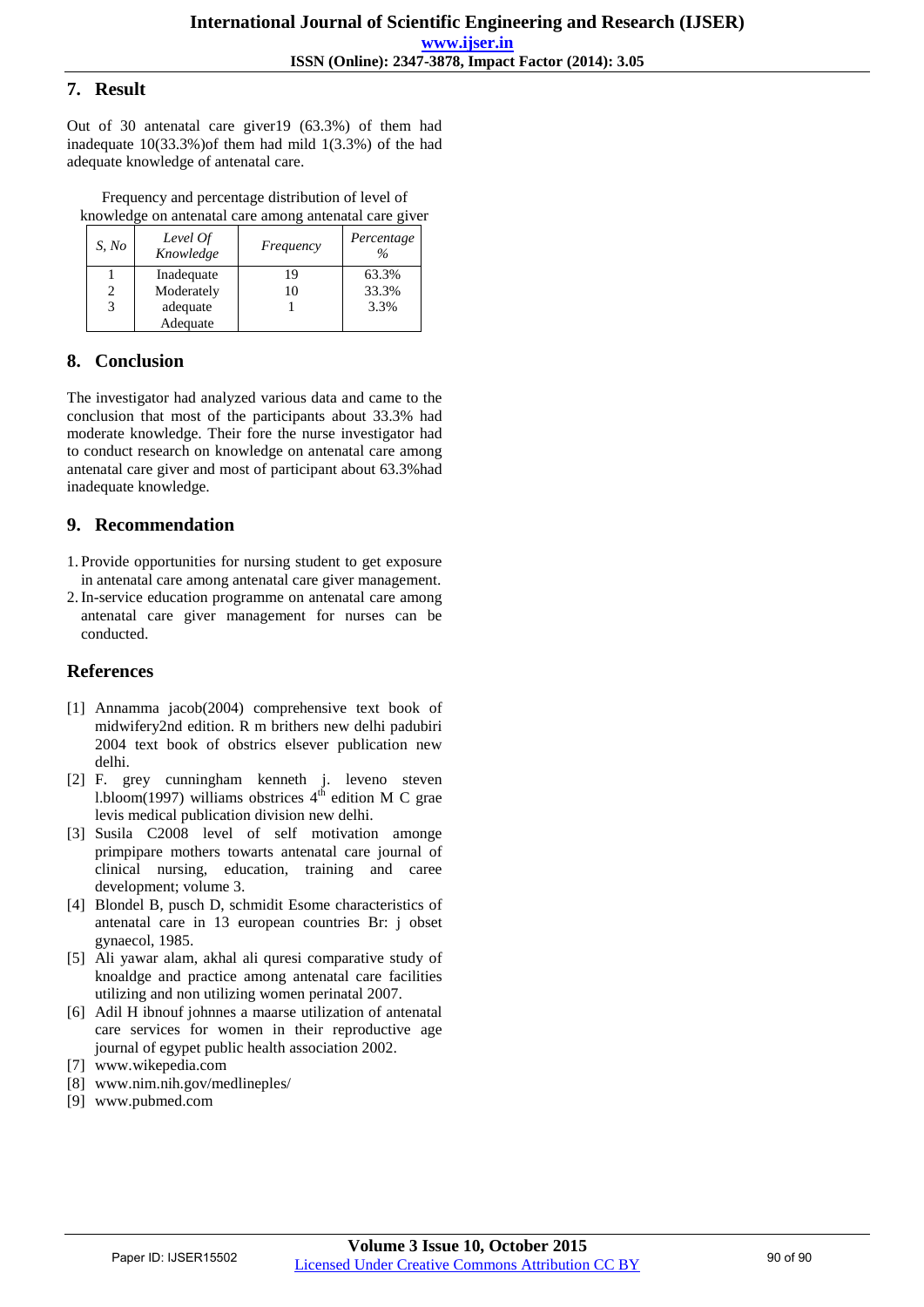## 7. Result

Out of 30 antenatal care giver19 (63.3%) of them had inadequate 10(33.3%)of them had mild 1(3.3%) of the had adequate knowledge of antenatal care.

Frequency and percentage distribution of level of knowledge on antenatal care among antenatal care giver

| *S, No* | *Level Of Knowledge* | *Frequency* | *Percentage %* |
|---|---|---|---|
| 1 | Inadequate | 19 | 63.3% |
| 2 | Moderately adequate | 10 | 33.3% |
| 3 | Adequate | 1 | 3.3% |

## 8. Conclusion

The investigator had analyzed various data and came to the conclusion that most of the participants about 33.3% had moderate knowledge. Their fore the nurse investigator had to conduct research on knowledge on antenatal care among antenatal care giver and most of participant about 63.3%had inadequate knowledge.

## 9. Recommendation

1. Provide opportunities for nursing student to get exposure in antenatal care among antenatal care giver management.
2. In-service education programme on antenatal care among antenatal care giver management for nurses can be conducted.

## References

[1] Annamma jacob(2004) comprehensive text book of midwifery2nd edition. R m brithers new delhi padubiri 2004 text book of obstrics elsever publication new delhi.

[2] F. grey cunningham kenneth j. leveno steven l.bloom(1997) williams obstrices 4th edition M C grae levis medical publication division new delhi.

[3] Susila C2008 level of self motivation amonge primpipare mothers towarts antenatal care journal of clinical nursing, education, training and caree development; volume 3.

[4] Blondel B, pusch D, schmidit Esome characteristics of antenatal care in 13 european countries Br: j obset gynaecol, 1985.

[5] Ali yawar alam, akhal ali quresi comparative study of knoaldge and practice among antenatal care facilities utilizing and non utilizing women perinatal 2007.

[6] Adil H ibnouf johnnes a maarse utilization of antenatal care services for women in their reproductive age journal of egypet public health association 2002.

[7] www.wikepedia.com

[8] www.nim.nih.gov/medlineples/

[9] www.pubmed.com